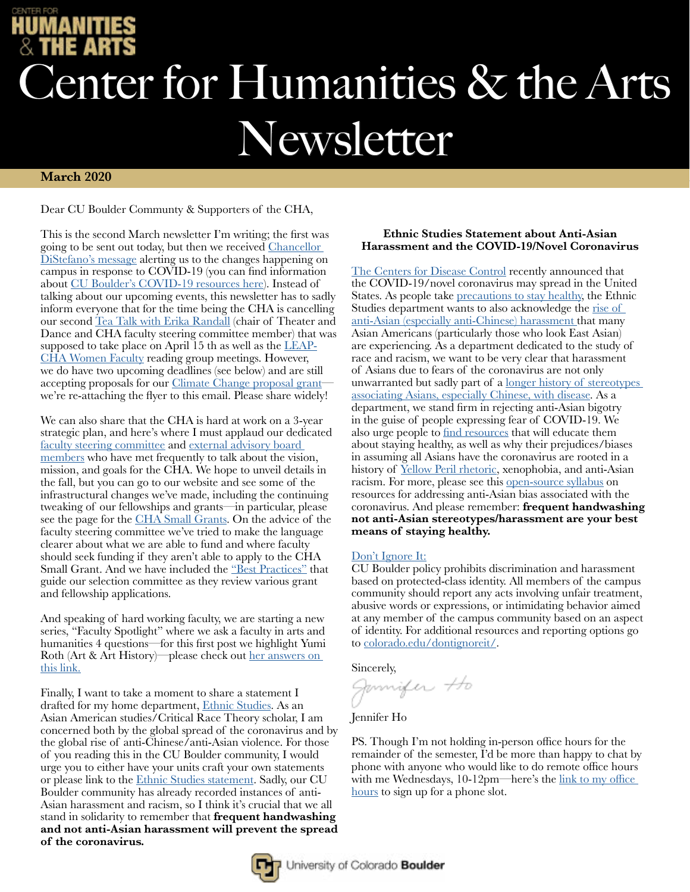# Center for Humanities & the Arts Newsletter

**March 2020**

Dear CU Boulder Community & Supporters of the CHA,

This is the second March newsletter I'm writing; the first was going to be sent out today, but then we received Chancellor DiStefano's message alerting us to the changes happening on campus in response to COVID-19 (you can find information about CU Boulder's COVID-19 resources here). Instead of talking about our upcoming events, this newsletter has to sadly inform everyone that for the time being the CHA is cancelling our second Tea Talk with Erika Randall (chair of Theater and Dance and CHA faculty steering committee member) that was supposed to take place on April 15 th as well as the LEAP-CHA Women Faculty reading group meetings. However, we do have two upcoming deadlines (see below) and are still accepting proposals for our Climate Change proposal grant—we're re-attaching the flyer to this email. Please share widely!

We can also share that the CHA is hard at work on a 3-year strategic plan, and here's where I must applaud our dedicated faculty steering committee and external advisory board members who have met frequently to talk about the vision, mission, and goals for the CHA. We hope to unveil details in the fall, but you can go to our website and see some of the infrastructural changes we've made, including the continuing tweaking of our fellowships and grants—in particular, please see the page for the CHA Small Grants. On the advice of the faculty steering committee we've tried to make the language clearer about what we are able to fund and where faculty should seek funding if they aren't able to apply to the CHA Small Grant. And we have included the "Best Practices" that guide our selection committee as they review various grant and fellowship applications.

And speaking of hard working faculty, we are starting a new series, "Faculty Spotlight" where we ask a faculty in arts and humanities 4 questions—for this first post we highlight Yumi Roth (Art & Art History)—please check out her answers on this link.

Finally, I want to take a moment to share a statement I drafted for my home department, Ethnic Studies. As an Asian American studies/Critical Race Theory scholar, I am concerned both by the global spread of the coronavirus and by the global rise of anti-Chinese/anti-Asian violence. For those of you reading this in the CU Boulder community, I would urge you to either have your units craft your own statements or please link to the Ethnic Studies statement. Sadly, our CU Boulder community has already recorded instances of anti-Asian harassment and racism, so I think it's crucial that we all stand in solidarity to remember that **frequent handwashing and not anti-Asian harassment will prevent the spread of the coronavirus.**

**Ethnic Studies Statement about Anti-Asian Harassment and the COVID-19/Novel Coronavirus**

The Centers for Disease Control recently announced that the COVID-19/novel coronavirus may spread in the United States. As people take precautions to stay healthy, the Ethnic Studies department wants to also acknowledge the rise of anti-Asian (especially anti-Chinese) harassment that many Asian Americans (particularly those who look East Asian) are experiencing. As a department dedicated to the study of race and racism, we want to be very clear that harassment of Asians due to fears of the coronavirus are not only unwarranted but sadly part of a longer history of stereotypes associating Asians, especially Chinese, with disease. As a department, we stand firm in rejecting anti-Asian bigotry in the guise of people expressing fear of COVID-19. We also urge people to find resources that will educate them about staying healthy, as well as why their prejudices/biases in assuming all Asians have the coronavirus are rooted in a history of Yellow Peril rhetoric, xenophobia, and anti-Asian racism. For more, please see this open-source syllabus on resources for addressing anti-Asian bias associated with the coronavirus. And please remember: **frequent handwashing not anti-Asian stereotypes/harassment are your best means of staying healthy.**

Don't Ignore It:
CU Boulder policy prohibits discrimination and harassment based on protected-class identity. All members of the campus community should report any acts involving unfair treatment, abusive words or expressions, or intimidating behavior aimed at any member of the campus community based on an aspect of identity. For additional resources and reporting options go to colorado.edu/dontignoreit/.

Sincerely,

Jennifer Ho

PS. Though I'm not holding in-person office hours for the remainder of the semester, I'd be more than happy to chat by phone with anyone who would like to do remote office hours with me Wednesdays, 10-12pm—here's the link to my office hours to sign up for a phone slot.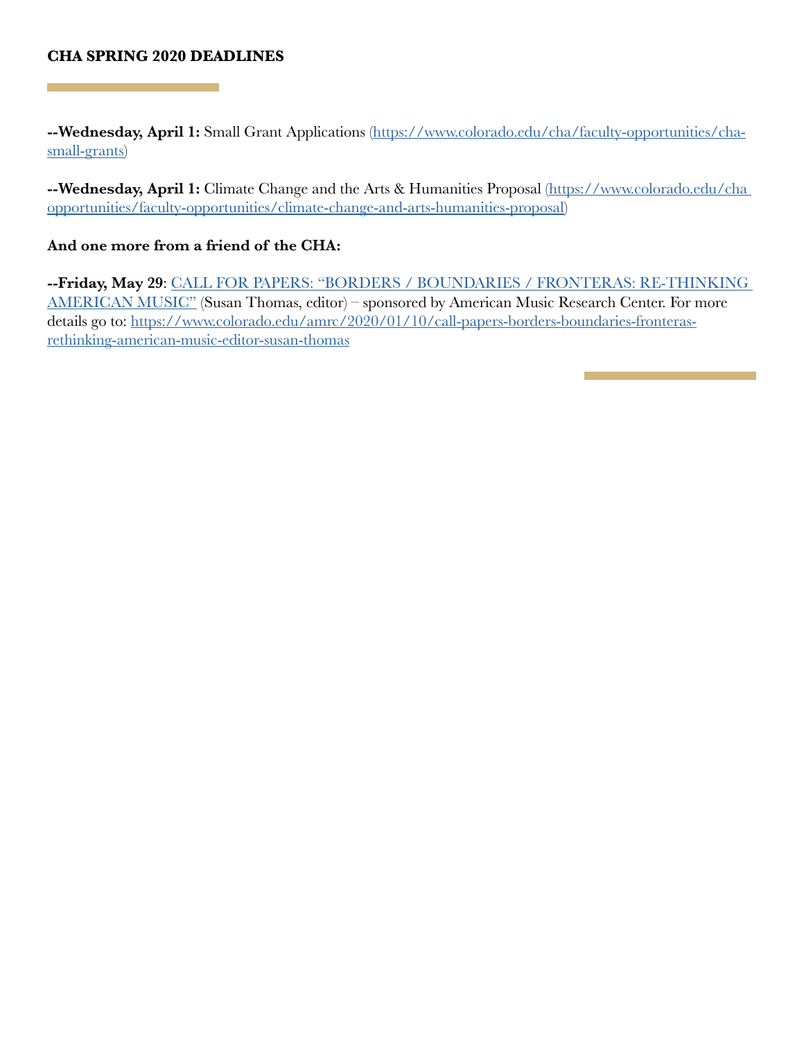**CHA SPRING 2020 DEADLINES**

**--Wednesday, April 1:** Small Grant Applications (https://www.colorado.edu/cha/faculty-opportunities/cha-small-grants)

**--Wednesday, April 1:** Climate Change and the Arts & Humanities Proposal (https://www.colorado.edu/cha opportunities/faculty-opportunities/climate-change-and-arts-humanities-proposal)

**And one more from a friend of the CHA:**

**--Friday, May 29**: CALL FOR PAPERS: "BORDERS / BOUNDARIES / FRONTERAS: RE-THINKING AMERICAN MUSIC" (Susan Thomas, editor) – sponsored by American Music Research Center. For more details go to: https://www.colorado.edu/amrc/2020/01/10/call-papers-borders-boundaries-fronteras-rethinking-american-music-editor-susan-thomas